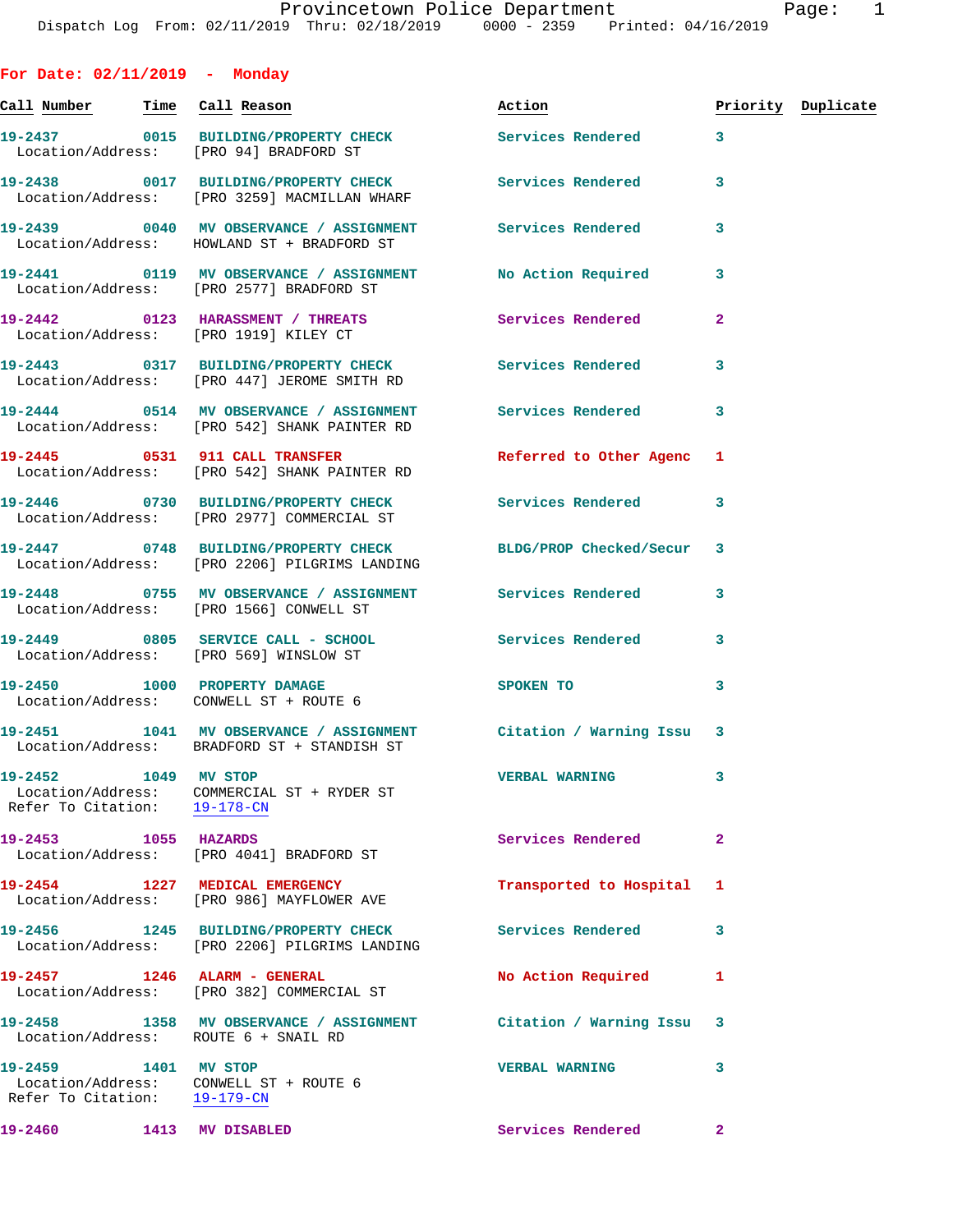Provincetown Police Department
Dispatch Log From: 02/11/2019 Thru: 02/18/2019 0000 - 2359 Printed: 04/16/2019

## For Date: 02/11/2019 - Monday

| Call Number | Time | Call Reason | Action | Priority | Duplicate |
|---|---|---|---|---|---|
| 19-2437 | 0015 | BUILDING/PROPERTY CHECK | Services Rendered | 3 | |
| Location/Address: | | [PRO 94] BRADFORD ST | | | |
| 19-2438 | 0017 | BUILDING/PROPERTY CHECK | Services Rendered | 3 | |
| Location/Address: | | [PRO 3259] MACMILLAN WHARF | | | |
| 19-2439 | 0040 | MV OBSERVANCE / ASSIGNMENT | Services Rendered | 3 | |
| Location/Address: | | HOWLAND ST + BRADFORD ST | | | |
| 19-2441 | 0119 | MV OBSERVANCE / ASSIGNMENT | No Action Required | 3 | |
| Location/Address: | | [PRO 2577] BRADFORD ST | | | |
| 19-2442 | 0123 | HARASSMENT / THREATS | Services Rendered | 2 | |
| Location/Address: | | [PRO 1919] KILEY CT | | | |
| 19-2443 | 0317 | BUILDING/PROPERTY CHECK | Services Rendered | 3 | |
| Location/Address: | | [PRO 447] JEROME SMITH RD | | | |
| 19-2444 | 0514 | MV OBSERVANCE / ASSIGNMENT | Services Rendered | 3 | |
| Location/Address: | | [PRO 542] SHANK PAINTER RD | | | |
| 19-2445 | 0531 | 911 CALL TRANSFER | Referred to Other Agenc | 1 | |
| Location/Address: | | [PRO 542] SHANK PAINTER RD | | | |
| 19-2446 | 0730 | BUILDING/PROPERTY CHECK | Services Rendered | 3 | |
| Location/Address: | | [PRO 2977] COMMERCIAL ST | | | |
| 19-2447 | 0748 | BUILDING/PROPERTY CHECK | BLDG/PROP Checked/Secur | 3 | |
| Location/Address: | | [PRO 2206] PILGRIMS LANDING | | | |
| 19-2448 | 0755 | MV OBSERVANCE / ASSIGNMENT | Services Rendered | 3 | |
| Location/Address: | | [PRO 1566] CONWELL ST | | | |
| 19-2449 | 0805 | SERVICE CALL - SCHOOL | Services Rendered | 3 | |
| Location/Address: | | [PRO 569] WINSLOW ST | | | |
| 19-2450 | 1000 | PROPERTY DAMAGE | SPOKEN TO | 3 | |
| Location/Address: | | CONWELL ST + ROUTE 6 | | | |
| 19-2451 | 1041 | MV OBSERVANCE / ASSIGNMENT | Citation / Warning Issu | 3 | |
| Location/Address: | | BRADFORD ST + STANDISH ST | | | |
| 19-2452 | 1049 | MV STOP | VERBAL WARNING | 3 | |
| Location/Address: | | COMMERCIAL ST + RYDER ST | | | |
| Refer To Citation: | | 19-178-CN | | | |
| 19-2453 | 1055 | HAZARDS | Services Rendered | 2 | |
| Location/Address: | | [PRO 4041] BRADFORD ST | | | |
| 19-2454 | 1227 | MEDICAL EMERGENCY | Transported to Hospital | 1 | |
| Location/Address: | | [PRO 986] MAYFLOWER AVE | | | |
| 19-2456 | 1245 | BUILDING/PROPERTY CHECK | Services Rendered | 3 | |
| Location/Address: | | [PRO 2206] PILGRIMS LANDING | | | |
| 19-2457 | 1246 | ALARM - GENERAL | No Action Required | 1 | |
| Location/Address: | | [PRO 382] COMMERCIAL ST | | | |
| 19-2458 | 1358 | MV OBSERVANCE / ASSIGNMENT | Citation / Warning Issu | 3 | |
| Location/Address: | | ROUTE 6 + SNAIL RD | | | |
| 19-2459 | 1401 | MV STOP | VERBAL WARNING | 3 | |
| Location/Address: | | CONWELL ST + ROUTE 6 | | | |
| Refer To Citation: | | 19-179-CN | | | |
| 19-2460 | 1413 | MV DISABLED | Services Rendered | 2 | |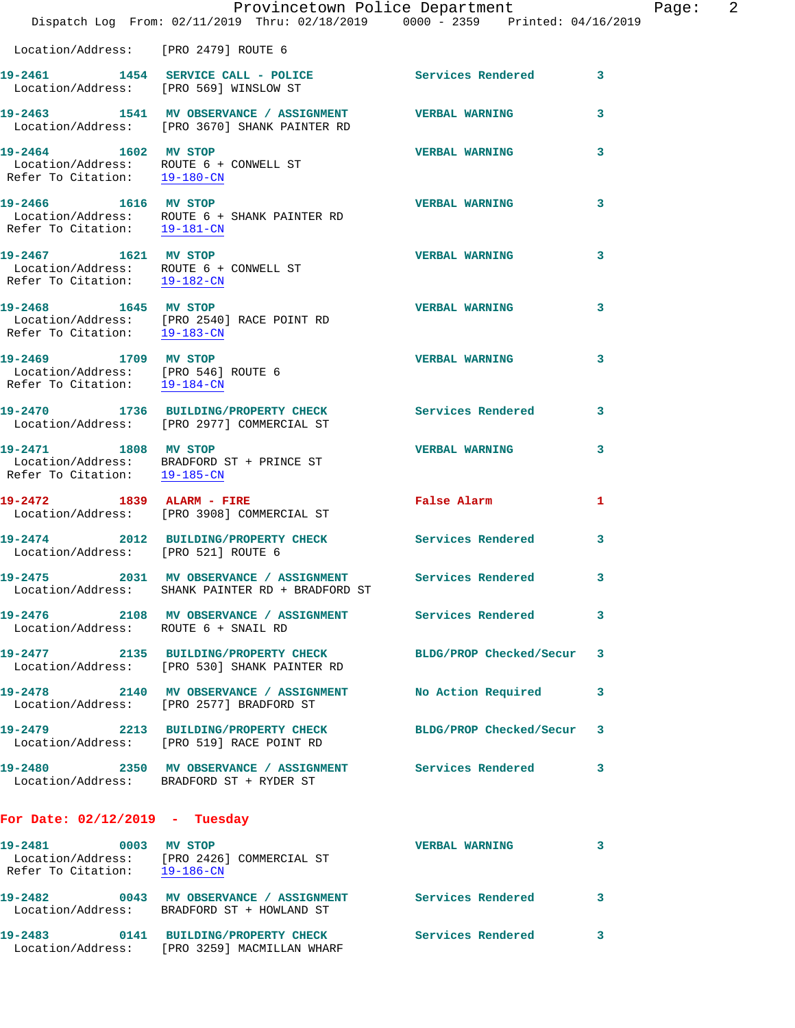Location/Address: [PRO 2479] ROUTE 6

**19-2461 1454 SERVICE CALL - POLICE** Services Rendered 3
Location/Address: [PRO 569] WINSLOW ST

**19-2463 1541 MV OBSERVANCE / ASSIGNMENT** VERBAL WARNING 3
Location/Address: [PRO 3670] SHANK PAINTER RD

**19-2464 1602 MV STOP** VERBAL WARNING 3
Location/Address: ROUTE 6 + CONWELL ST
Refer To Citation: 19-180-CN

**19-2466 1616 MV STOP** VERBAL WARNING 3
Location/Address: ROUTE 6 + SHANK PAINTER RD
Refer To Citation: 19-181-CN

**19-2467 1621 MV STOP** VERBAL WARNING 3
Location/Address: ROUTE 6 + CONWELL ST
Refer To Citation: 19-182-CN

**19-2468 1645 MV STOP** VERBAL WARNING 3
Location/Address: [PRO 2540] RACE POINT RD
Refer To Citation: 19-183-CN

**19-2469 1709 MV STOP** VERBAL WARNING 3
Location/Address: [PRO 546] ROUTE 6
Refer To Citation: 19-184-CN

**19-2470 1736 BUILDING/PROPERTY CHECK** Services Rendered 3
Location/Address: [PRO 2977] COMMERCIAL ST

**19-2471 1808 MV STOP** VERBAL WARNING 3
Location/Address: BRADFORD ST + PRINCE ST
Refer To Citation: 19-185-CN

**19-2472 1839 ALARM - FIRE** False Alarm 1
Location/Address: [PRO 3908] COMMERCIAL ST

**19-2474 2012 BUILDING/PROPERTY CHECK** Services Rendered 3
Location/Address: [PRO 521] ROUTE 6

**19-2475 2031 MV OBSERVANCE / ASSIGNMENT** Services Rendered 3
Location/Address: SHANK PAINTER RD + BRADFORD ST

**19-2476 2108 MV OBSERVANCE / ASSIGNMENT** Services Rendered 3
Location/Address: ROUTE 6 + SNAIL RD

**19-2477 2135 BUILDING/PROPERTY CHECK** BLDG/PROP Checked/Secur 3
Location/Address: [PRO 530] SHANK PAINTER RD

**19-2478 2140 MV OBSERVANCE / ASSIGNMENT** No Action Required 3
Location/Address: [PRO 2577] BRADFORD ST

**19-2479 2213 BUILDING/PROPERTY CHECK** BLDG/PROP Checked/Secur 3
Location/Address: [PRO 519] RACE POINT RD

**19-2480 2350 MV OBSERVANCE / ASSIGNMENT** Services Rendered 3
Location/Address: BRADFORD ST + RYDER ST

## For Date: 02/12/2019 - Tuesday

**19-2481 0003 MV STOP** VERBAL WARNING 3
Location/Address: [PRO 2426] COMMERCIAL ST
Refer To Citation: 19-186-CN

**19-2482 0043 MV OBSERVANCE / ASSIGNMENT** Services Rendered 3
Location/Address: BRADFORD ST + HOWLAND ST

**19-2483 0141 BUILDING/PROPERTY CHECK** Services Rendered 3
Location/Address: [PRO 3259] MACMILLAN WHARF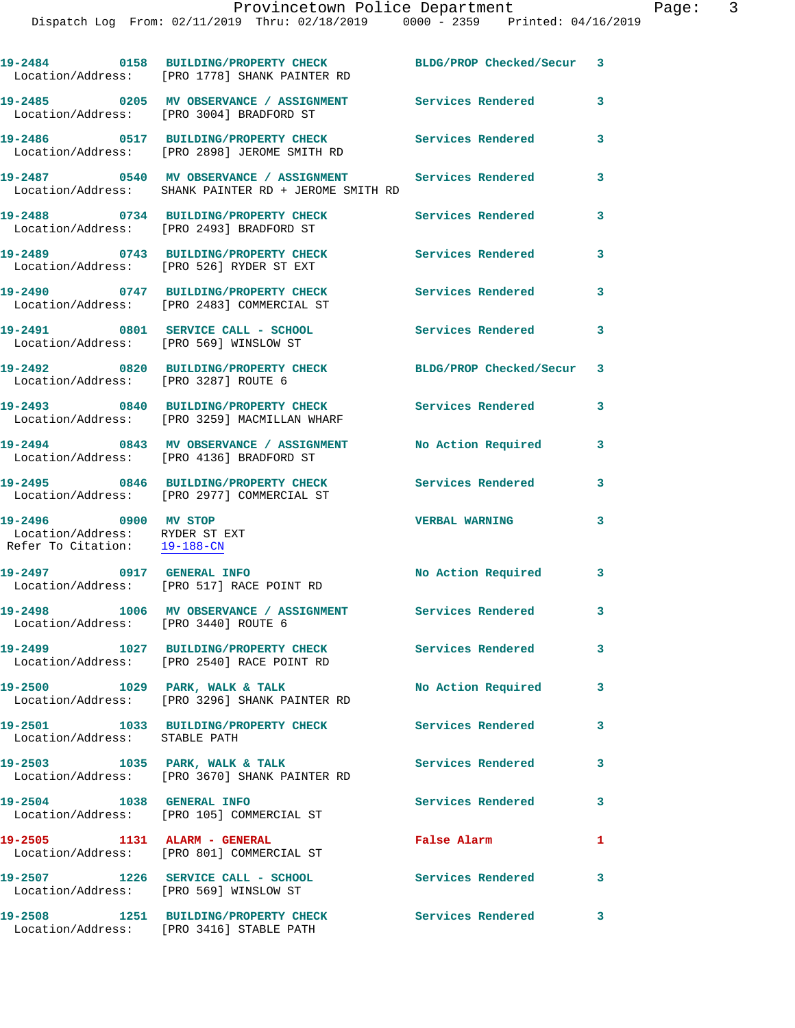19-2484 0158 BUILDING/PROPERTY CHECK BLDG/PROP Checked/Secur 3
Location/Address: [PRO 1778] SHANK PAINTER RD

19-2485 0205 MV OBSERVANCE / ASSIGNMENT Services Rendered 3
Location/Address: [PRO 3004] BRADFORD ST

19-2486 0517 BUILDING/PROPERTY CHECK Services Rendered 3
Location/Address: [PRO 2898] JEROME SMITH RD

19-2487 0540 MV OBSERVANCE / ASSIGNMENT Services Rendered 3
Location/Address: SHANK PAINTER RD + JEROME SMITH RD

19-2488 0734 BUILDING/PROPERTY CHECK Services Rendered 3
Location/Address: [PRO 2493] BRADFORD ST

19-2489 0743 BUILDING/PROPERTY CHECK Services Rendered 3
Location/Address: [PRO 526] RYDER ST EXT

19-2490 0747 BUILDING/PROPERTY CHECK Services Rendered 3
Location/Address: [PRO 2483] COMMERCIAL ST

19-2491 0801 SERVICE CALL - SCHOOL Services Rendered 3
Location/Address: [PRO 569] WINSLOW ST

19-2492 0820 BUILDING/PROPERTY CHECK BLDG/PROP Checked/Secur 3
Location/Address: [PRO 3287] ROUTE 6

19-2493 0840 BUILDING/PROPERTY CHECK Services Rendered 3
Location/Address: [PRO 3259] MACMILLAN WHARF

19-2494 0843 MV OBSERVANCE / ASSIGNMENT No Action Required 3
Location/Address: [PRO 4136] BRADFORD ST

19-2495 0846 BUILDING/PROPERTY CHECK Services Rendered 3
Location/Address: [PRO 2977] COMMERCIAL ST

19-2496 0900 MV STOP VERBAL WARNING 3
Location/Address: RYDER ST EXT
Refer To Citation: 19-188-CN

19-2497 0917 GENERAL INFO No Action Required 3
Location/Address: [PRO 517] RACE POINT RD

19-2498 1006 MV OBSERVANCE / ASSIGNMENT Services Rendered 3
Location/Address: [PRO 3440] ROUTE 6

19-2499 1027 BUILDING/PROPERTY CHECK Services Rendered 3
Location/Address: [PRO 2540] RACE POINT RD

19-2500 1029 PARK, WALK & TALK No Action Required 3
Location/Address: [PRO 3296] SHANK PAINTER RD

19-2501 1033 BUILDING/PROPERTY CHECK Services Rendered 3
Location/Address: STABLE PATH

19-2503 1035 PARK, WALK & TALK Services Rendered 3
Location/Address: [PRO 3670] SHANK PAINTER RD

19-2504 1038 GENERAL INFO Services Rendered 3
Location/Address: [PRO 105] COMMERCIAL ST

19-2505 1131 ALARM - GENERAL False Alarm 1
Location/Address: [PRO 801] COMMERCIAL ST

19-2507 1226 SERVICE CALL - SCHOOL Services Rendered 3
Location/Address: [PRO 569] WINSLOW ST

19-2508 1251 BUILDING/PROPERTY CHECK Services Rendered 3
Location/Address: [PRO 3416] STABLE PATH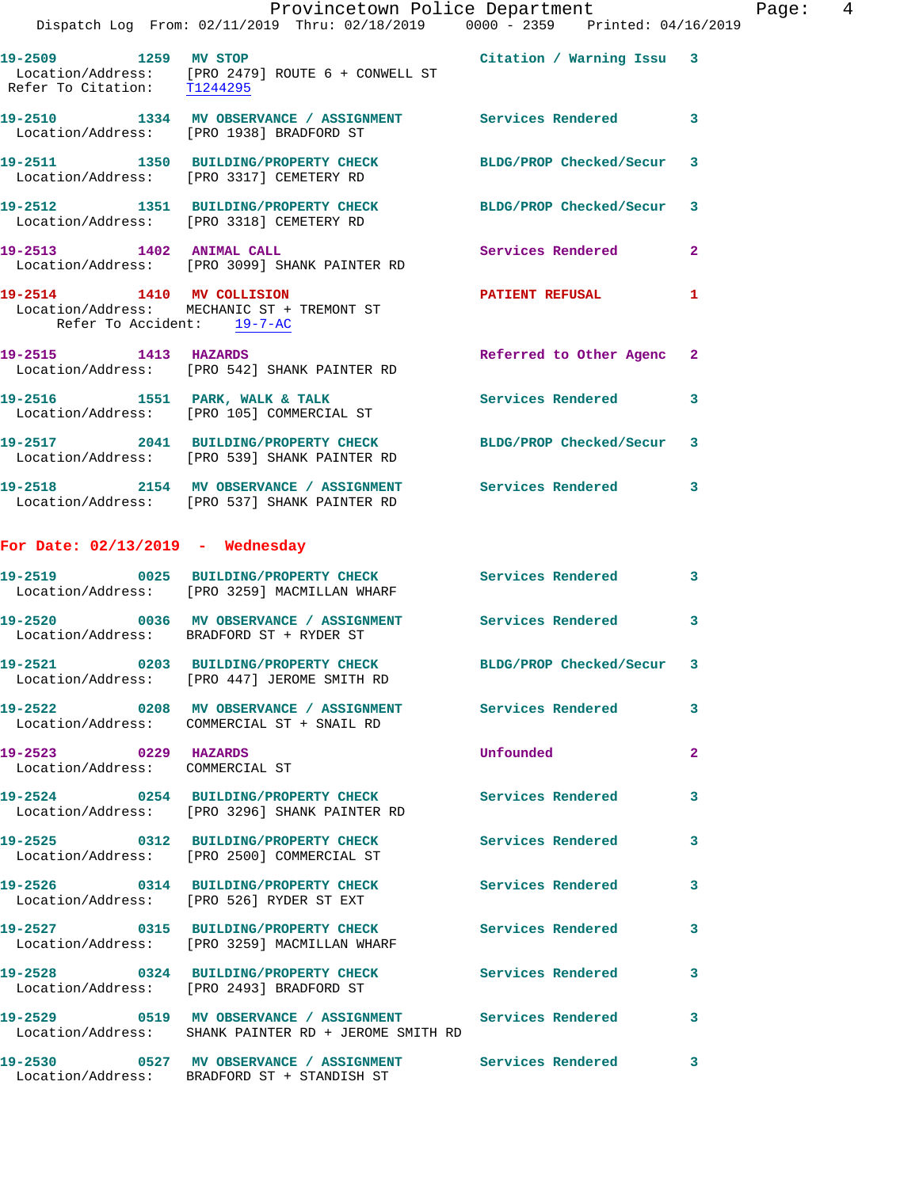19-2509 1259 MV STOP Citation / Warning Issu 3
Location/Address: [PRO 2479] ROUTE 6 + CONWELL ST
Refer To Citation: T1244295

19-2510 1334 MV OBSERVANCE / ASSIGNMENT Services Rendered 3
Location/Address: [PRO 1938] BRADFORD ST

19-2511 1350 BUILDING/PROPERTY CHECK BLDG/PROP Checked/Secur 3
Location/Address: [PRO 3317] CEMETERY RD

19-2512 1351 BUILDING/PROPERTY CHECK BLDG/PROP Checked/Secur 3
Location/Address: [PRO 3318] CEMETERY RD

19-2513 1402 ANIMAL CALL Services Rendered 2
Location/Address: [PRO 3099] SHANK PAINTER RD

19-2514 1410 MV COLLISION PATIENT REFUSAL 1
Location/Address: MECHANIC ST + TREMONT ST
Refer To Accident: 19-7-AC

19-2515 1413 HAZARDS Referred to Other Agenc 2
Location/Address: [PRO 542] SHANK PAINTER RD

19-2516 1551 PARK, WALK & TALK Services Rendered 3
Location/Address: [PRO 105] COMMERCIAL ST

19-2517 2041 BUILDING/PROPERTY CHECK BLDG/PROP Checked/Secur 3
Location/Address: [PRO 539] SHANK PAINTER RD

19-2518 2154 MV OBSERVANCE / ASSIGNMENT Services Rendered 3
Location/Address: [PRO 537] SHANK PAINTER RD

**For Date: 02/13/2019 - Wednesday**

19-2519 0025 BUILDING/PROPERTY CHECK Services Rendered 3
Location/Address: [PRO 3259] MACMILLAN WHARF

19-2520 0036 MV OBSERVANCE / ASSIGNMENT Services Rendered 3
Location/Address: BRADFORD ST + RYDER ST

19-2521 0203 BUILDING/PROPERTY CHECK BLDG/PROP Checked/Secur 3
Location/Address: [PRO 447] JEROME SMITH RD

19-2522 0208 MV OBSERVANCE / ASSIGNMENT Services Rendered 3
Location/Address: COMMERCIAL ST + SNAIL RD

19-2523 0229 HAZARDS Unfounded 2
Location/Address: COMMERCIAL ST

19-2524 0254 BUILDING/PROPERTY CHECK Services Rendered 3
Location/Address: [PRO 3296] SHANK PAINTER RD

19-2525 0312 BUILDING/PROPERTY CHECK Services Rendered 3
Location/Address: [PRO 2500] COMMERCIAL ST

19-2526 0314 BUILDING/PROPERTY CHECK Services Rendered 3
Location/Address: [PRO 526] RYDER ST EXT

19-2527 0315 BUILDING/PROPERTY CHECK Services Rendered 3
Location/Address: [PRO 3259] MACMILLAN WHARF

19-2528 0324 BUILDING/PROPERTY CHECK Services Rendered 3
Location/Address: [PRO 2493] BRADFORD ST

19-2529 0519 MV OBSERVANCE / ASSIGNMENT Services Rendered 3
Location/Address: SHANK PAINTER RD + JEROME SMITH RD

19-2530 0527 MV OBSERVANCE / ASSIGNMENT Services Rendered 3
Location/Address: BRADFORD ST + STANDISH ST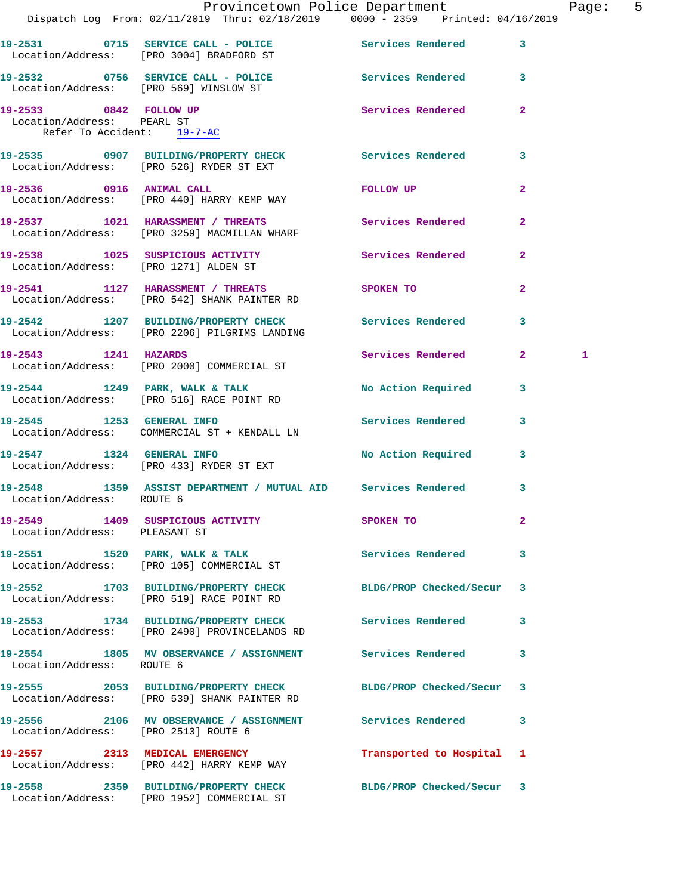19-2531 0715 **SERVICE CALL - POLICE** Services Rendered 3
Location/Address: [PRO 3004] BRADFORD ST

19-2532 0756 **SERVICE CALL - POLICE** Services Rendered 3
Location/Address: [PRO 569] WINSLOW ST

19-2533 0842 **FOLLOW UP** Services Rendered 2
Location/Address: PEARL ST
Refer To Accident: 19-7-AC

19-2535 0907 **BUILDING/PROPERTY CHECK** Services Rendered 3
Location/Address: [PRO 526] RYDER ST EXT

19-2536 0916 **ANIMAL CALL** FOLLOW UP 2
Location/Address: [PRO 440] HARRY KEMP WAY

19-2537 1021 **HARASSMENT / THREATS** Services Rendered 2
Location/Address: [PRO 3259] MACMILLAN WHARF

19-2538 1025 **SUSPICIOUS ACTIVITY** Services Rendered 2
Location/Address: [PRO 1271] ALDEN ST

19-2541 1127 **HARASSMENT / THREATS** SPOKEN TO 2
Location/Address: [PRO 542] SHANK PAINTER RD

19-2542 1207 **BUILDING/PROPERTY CHECK** Services Rendered 3
Location/Address: [PRO 2206] PILGRIMS LANDING

19-2543 1241 **HAZARDS** Services Rendered 2 1
Location/Address: [PRO 2000] COMMERCIAL ST

19-2544 1249 **PARK, WALK & TALK** No Action Required 3
Location/Address: [PRO 516] RACE POINT RD

19-2545 1253 **GENERAL INFO** Services Rendered 3
Location/Address: COMMERCIAL ST + KENDALL LN

19-2547 1324 **GENERAL INFO** No Action Required 3
Location/Address: [PRO 433] RYDER ST EXT

19-2548 1359 **ASSIST DEPARTMENT / MUTUAL AID** Services Rendered 3
Location/Address: ROUTE 6

19-2549 1409 **SUSPICIOUS ACTIVITY** SPOKEN TO 2
Location/Address: PLEASANT ST

19-2551 1520 **PARK, WALK & TALK** Services Rendered 3
Location/Address: [PRO 105] COMMERCIAL ST

19-2552 1703 **BUILDING/PROPERTY CHECK** BLDG/PROP Checked/Secur 3
Location/Address: [PRO 519] RACE POINT RD

19-2553 1734 **BUILDING/PROPERTY CHECK** Services Rendered 3
Location/Address: [PRO 2490] PROVINCELANDS RD

19-2554 1805 **MV OBSERVANCE / ASSIGNMENT** Services Rendered 3
Location/Address: ROUTE 6

19-2555 2053 **BUILDING/PROPERTY CHECK** BLDG/PROP Checked/Secur 3
Location/Address: [PRO 539] SHANK PAINTER RD

19-2556 2106 **MV OBSERVANCE / ASSIGNMENT** Services Rendered 3
Location/Address: [PRO 2513] ROUTE 6

19-2557 2313 **MEDICAL EMERGENCY** Transported to Hospital 1
Location/Address: [PRO 442] HARRY KEMP WAY

19-2558 2359 **BUILDING/PROPERTY CHECK** BLDG/PROP Checked/Secur 3
Location/Address: [PRO 1952] COMMERCIAL ST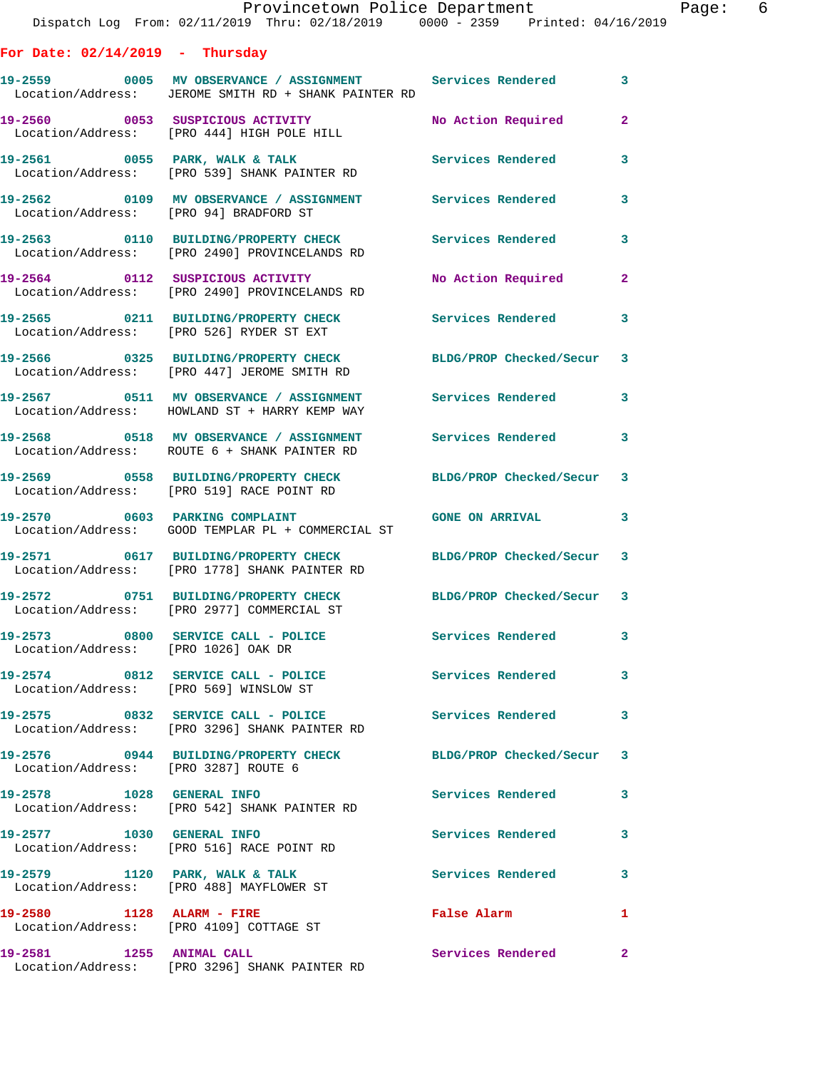## For Date: 02/14/2019 - Thursday

| Call # | Time | Call Type | Disposition | Priority |
|---|---|---|---|---|
| 19-2559 | 0005 | MV OBSERVANCE / ASSIGNMENT | Services Rendered | 3 |
| Location/Address: | | JEROME SMITH RD + SHANK PAINTER RD | | |
| 19-2560 | 0053 | SUSPICIOUS ACTIVITY | No Action Required | 2 |
| Location/Address: | | [PRO 444] HIGH POLE HILL | | |
| 19-2561 | 0055 | PARK, WALK & TALK | Services Rendered | 3 |
| Location/Address: | | [PRO 539] SHANK PAINTER RD | | |
| 19-2562 | 0109 | MV OBSERVANCE / ASSIGNMENT | Services Rendered | 3 |
| Location/Address: | | [PRO 94] BRADFORD ST | | |
| 19-2563 | 0110 | BUILDING/PROPERTY CHECK | Services Rendered | 3 |
| Location/Address: | | [PRO 2490] PROVINCELANDS RD | | |
| 19-2564 | 0112 | SUSPICIOUS ACTIVITY | No Action Required | 2 |
| Location/Address: | | [PRO 2490] PROVINCELANDS RD | | |
| 19-2565 | 0211 | BUILDING/PROPERTY CHECK | Services Rendered | 3 |
| Location/Address: | | [PRO 526] RYDER ST EXT | | |
| 19-2566 | 0325 | BUILDING/PROPERTY CHECK | BLDG/PROP Checked/Secur | 3 |
| Location/Address: | | [PRO 447] JEROME SMITH RD | | |
| 19-2567 | 0511 | MV OBSERVANCE / ASSIGNMENT | Services Rendered | 3 |
| Location/Address: | | HOWLAND ST + HARRY KEMP WAY | | |
| 19-2568 | 0518 | MV OBSERVANCE / ASSIGNMENT | Services Rendered | 3 |
| Location/Address: | | ROUTE 6 + SHANK PAINTER RD | | |
| 19-2569 | 0558 | BUILDING/PROPERTY CHECK | BLDG/PROP Checked/Secur | 3 |
| Location/Address: | | [PRO 519] RACE POINT RD | | |
| 19-2570 | 0603 | PARKING COMPLAINT | GONE ON ARRIVAL | 3 |
| Location/Address: | | GOOD TEMPLAR PL + COMMERCIAL ST | | |
| 19-2571 | 0617 | BUILDING/PROPERTY CHECK | BLDG/PROP Checked/Secur | 3 |
| Location/Address: | | [PRO 1778] SHANK PAINTER RD | | |
| 19-2572 | 0751 | BUILDING/PROPERTY CHECK | BLDG/PROP Checked/Secur | 3 |
| Location/Address: | | [PRO 2977] COMMERCIAL ST | | |
| 19-2573 | 0800 | SERVICE CALL - POLICE | Services Rendered | 3 |
| Location/Address: | | [PRO 1026] OAK DR | | |
| 19-2574 | 0812 | SERVICE CALL - POLICE | Services Rendered | 3 |
| Location/Address: | | [PRO 569] WINSLOW ST | | |
| 19-2575 | 0832 | SERVICE CALL - POLICE | Services Rendered | 3 |
| Location/Address: | | [PRO 3296] SHANK PAINTER RD | | |
| 19-2576 | 0944 | BUILDING/PROPERTY CHECK | BLDG/PROP Checked/Secur | 3 |
| Location/Address: | | [PRO 3287] ROUTE 6 | | |
| 19-2578 | 1028 | GENERAL INFO | Services Rendered | 3 |
| Location/Address: | | [PRO 542] SHANK PAINTER RD | | |
| 19-2577 | 1030 | GENERAL INFO | Services Rendered | 3 |
| Location/Address: | | [PRO 516] RACE POINT RD | | |
| 19-2579 | 1120 | PARK, WALK & TALK | Services Rendered | 3 |
| Location/Address: | | [PRO 488] MAYFLOWER ST | | |
| 19-2580 | 1128 | ALARM - FIRE | False Alarm | 1 |
| Location/Address: | | [PRO 4109] COTTAGE ST | | |
| 19-2581 | 1255 | ANIMAL CALL | Services Rendered | 2 |
| Location/Address: | | [PRO 3296] SHANK PAINTER RD | | |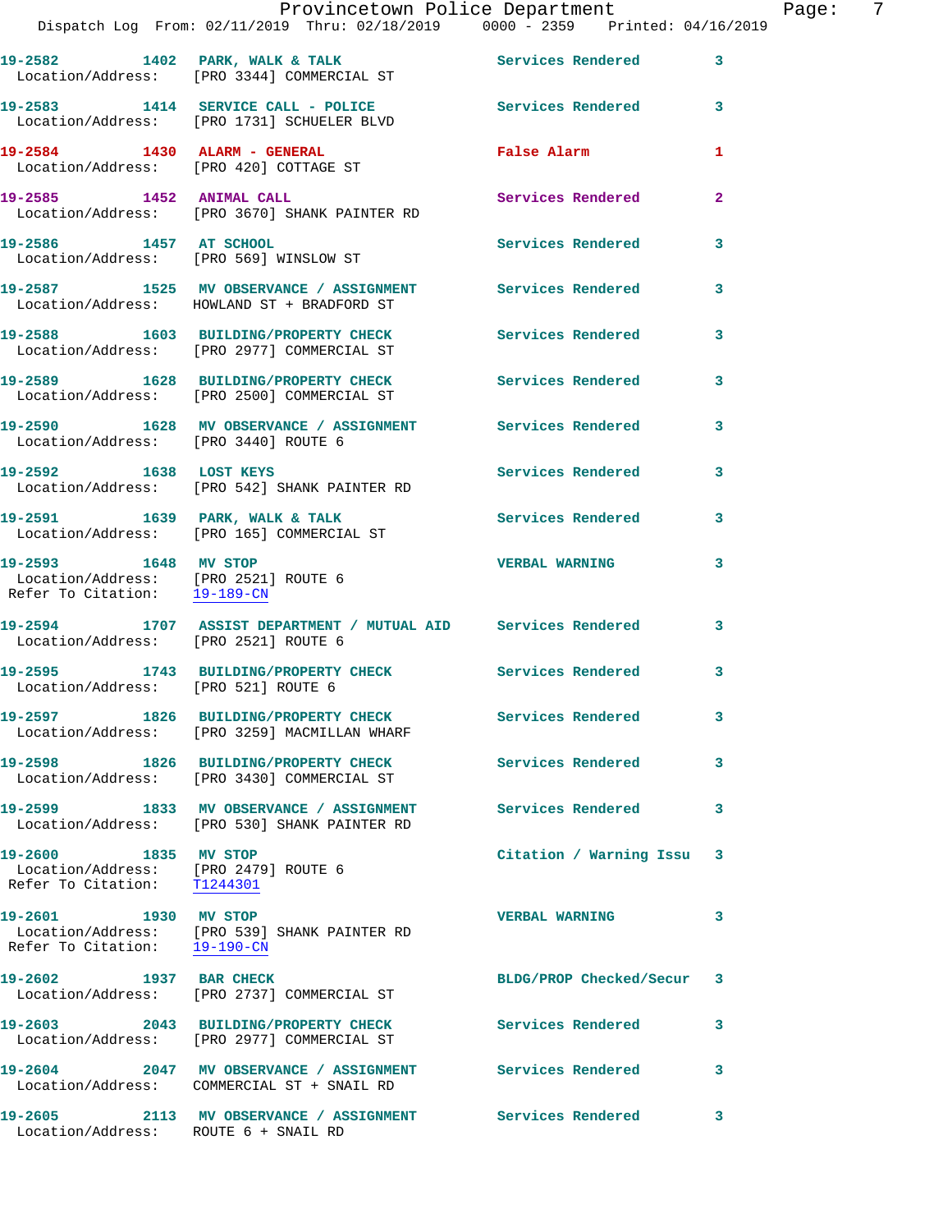**19-2582** 1402 **PARK, WALK & TALK** Services Rendered 3
Location/Address: [PRO 3344] COMMERCIAL ST

**19-2583** 1414 **SERVICE CALL - POLICE** Services Rendered 3
Location/Address: [PRO 1731] SCHUELER BLVD

**19-2584** 1430 **ALARM - GENERAL** False Alarm 1
Location/Address: [PRO 420] COTTAGE ST

**19-2585** 1452 **ANIMAL CALL** Services Rendered 2
Location/Address: [PRO 3670] SHANK PAINTER RD

**19-2586** 1457 **AT SCHOOL** Services Rendered 3
Location/Address: [PRO 569] WINSLOW ST

**19-2587** 1525 **MV OBSERVANCE / ASSIGNMENT** Services Rendered 3
Location/Address: HOWLAND ST + BRADFORD ST

**19-2588** 1603 **BUILDING/PROPERTY CHECK** Services Rendered 3
Location/Address: [PRO 2977] COMMERCIAL ST

**19-2589** 1628 **BUILDING/PROPERTY CHECK** Services Rendered 3
Location/Address: [PRO 2500] COMMERCIAL ST

**19-2590** 1628 **MV OBSERVANCE / ASSIGNMENT** Services Rendered 3
Location/Address: [PRO 3440] ROUTE 6

**19-2592** 1638 **LOST KEYS** Services Rendered 3
Location/Address: [PRO 542] SHANK PAINTER RD

**19-2591** 1639 **PARK, WALK & TALK** Services Rendered 3
Location/Address: [PRO 165] COMMERCIAL ST

**19-2593** 1648 **MV STOP** VERBAL WARNING 3
Location/Address: [PRO 2521] ROUTE 6
Refer To Citation: 19-189-CN

**19-2594** 1707 **ASSIST DEPARTMENT / MUTUAL AID** Services Rendered 3
Location/Address: [PRO 2521] ROUTE 6

**19-2595** 1743 **BUILDING/PROPERTY CHECK** Services Rendered 3
Location/Address: [PRO 521] ROUTE 6

**19-2597** 1826 **BUILDING/PROPERTY CHECK** Services Rendered 3
Location/Address: [PRO 3259] MACMILLAN WHARF

**19-2598** 1826 **BUILDING/PROPERTY CHECK** Services Rendered 3
Location/Address: [PRO 3430] COMMERCIAL ST

**19-2599** 1833 **MV OBSERVANCE / ASSIGNMENT** Services Rendered 3
Location/Address: [PRO 530] SHANK PAINTER RD

**19-2600** 1835 **MV STOP** Citation / Warning Issu 3
Location/Address: [PRO 2479] ROUTE 6
Refer To Citation: T1244301

**19-2601** 1930 **MV STOP** VERBAL WARNING 3
Location/Address: [PRO 539] SHANK PAINTER RD
Refer To Citation: 19-190-CN

**19-2602** 1937 **BAR CHECK** BLDG/PROP Checked/Secur 3
Location/Address: [PRO 2737] COMMERCIAL ST

**19-2603** 2043 **BUILDING/PROPERTY CHECK** Services Rendered 3
Location/Address: [PRO 2977] COMMERCIAL ST

**19-2604** 2047 **MV OBSERVANCE / ASSIGNMENT** Services Rendered 3
Location/Address: COMMERCIAL ST + SNAIL RD

**19-2605** 2113 **MV OBSERVANCE / ASSIGNMENT** Services Rendered 3
Location/Address: ROUTE 6 + SNAIL RD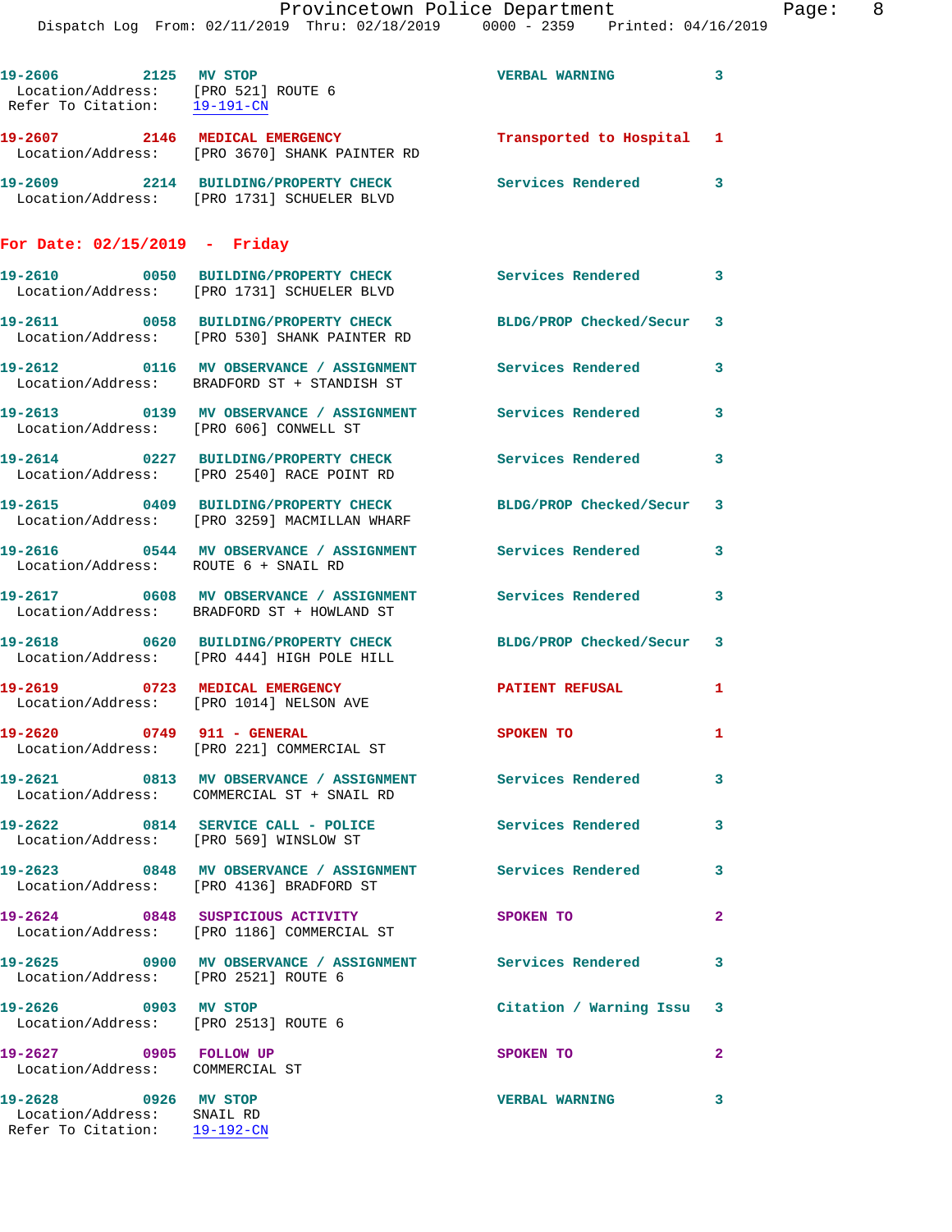19-2606 2125 MV STOP VERBAL WARNING 3
Location/Address: [PRO 521] ROUTE 6
Refer To Citation: 19-191-CN

19-2607 2146 MEDICAL EMERGENCY Transported to Hospital 1
Location/Address: [PRO 3670] SHANK PAINTER RD

19-2609 2214 BUILDING/PROPERTY CHECK Services Rendered 3
Location/Address: [PRO 1731] SCHUELER BLVD

## For Date: 02/15/2019 - Friday

19-2610 0050 BUILDING/PROPERTY CHECK Services Rendered 3
Location/Address: [PRO 1731] SCHUELER BLVD

19-2611 0058 BUILDING/PROPERTY CHECK BLDG/PROP Checked/Secur 3
Location/Address: [PRO 530] SHANK PAINTER RD

19-2612 0116 MV OBSERVANCE / ASSIGNMENT Services Rendered 3
Location/Address: BRADFORD ST + STANDISH ST

19-2613 0139 MV OBSERVANCE / ASSIGNMENT Services Rendered 3
Location/Address: [PRO 606] CONWELL ST

19-2614 0227 BUILDING/PROPERTY CHECK Services Rendered 3
Location/Address: [PRO 2540] RACE POINT RD

19-2615 0409 BUILDING/PROPERTY CHECK BLDG/PROP Checked/Secur 3
Location/Address: [PRO 3259] MACMILLAN WHARF

19-2616 0544 MV OBSERVANCE / ASSIGNMENT Services Rendered 3
Location/Address: ROUTE 6 + SNAIL RD

19-2617 0608 MV OBSERVANCE / ASSIGNMENT Services Rendered 3
Location/Address: BRADFORD ST + HOWLAND ST

19-2618 0620 BUILDING/PROPERTY CHECK BLDG/PROP Checked/Secur 3
Location/Address: [PRO 444] HIGH POLE HILL

19-2619 0723 MEDICAL EMERGENCY PATIENT REFUSAL 1
Location/Address: [PRO 1014] NELSON AVE

19-2620 0749 911 - GENERAL SPOKEN TO 1
Location/Address: [PRO 221] COMMERCIAL ST

19-2621 0813 MV OBSERVANCE / ASSIGNMENT Services Rendered 3
Location/Address: COMMERCIAL ST + SNAIL RD

19-2622 0814 SERVICE CALL - POLICE Services Rendered 3
Location/Address: [PRO 569] WINSLOW ST

19-2623 0848 MV OBSERVANCE / ASSIGNMENT Services Rendered 3
Location/Address: [PRO 4136] BRADFORD ST

19-2624 0848 SUSPICIOUS ACTIVITY SPOKEN TO 2
Location/Address: [PRO 1186] COMMERCIAL ST

19-2625 0900 MV OBSERVANCE / ASSIGNMENT Services Rendered 3
Location/Address: [PRO 2521] ROUTE 6

19-2626 0903 MV STOP Citation / Warning Issu 3
Location/Address: [PRO 2513] ROUTE 6

19-2627 0905 FOLLOW UP SPOKEN TO 2
Location/Address: COMMERCIAL ST

19-2628 0926 MV STOP VERBAL WARNING 3
Location/Address: SNAIL RD
Refer To Citation: 19-192-CN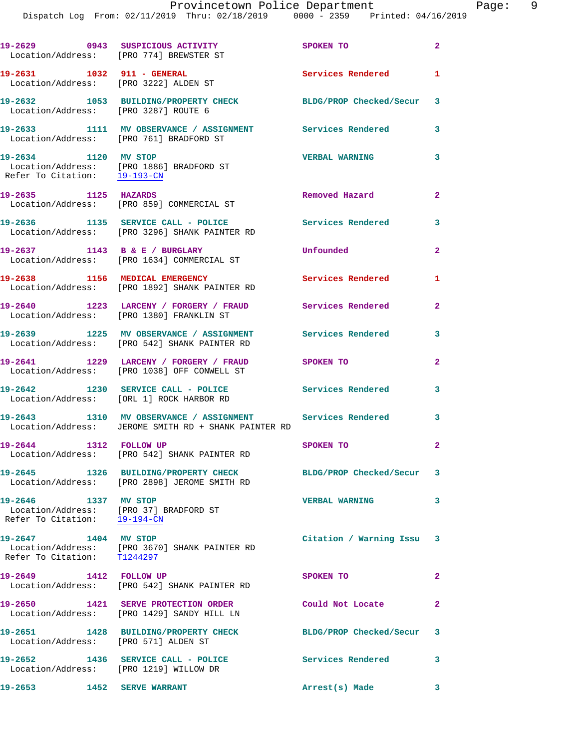19-2629 0943 **SUSPICIOUS ACTIVITY** SPOKEN TO 2
Location/Address: [PRO 774] BREWSTER ST

19-2631 1032 **911 - GENERAL** Services Rendered 1
Location/Address: [PRO 3222] ALDEN ST

19-2632 1053 **BUILDING/PROPERTY CHECK** BLDG/PROP Checked/Secur 3
Location/Address: [PRO 3287] ROUTE 6

19-2633 1111 **MV OBSERVANCE / ASSIGNMENT** Services Rendered 3
Location/Address: [PRO 761] BRADFORD ST

19-2634 1120 **MV STOP** VERBAL WARNING 3
Location/Address: [PRO 1886] BRADFORD ST
Refer To Citation: 19-193-CN

19-2635 1125 **HAZARDS** Removed Hazard 2
Location/Address: [PRO 859] COMMERCIAL ST

19-2636 1135 **SERVICE CALL - POLICE** Services Rendered 3
Location/Address: [PRO 3296] SHANK PAINTER RD

19-2637 1143 **B & E / BURGLARY** Unfounded 2
Location/Address: [PRO 1634] COMMERCIAL ST

19-2638 1156 **MEDICAL EMERGENCY** Services Rendered 1
Location/Address: [PRO 1892] SHANK PAINTER RD

19-2640 1223 **LARCENY / FORGERY / FRAUD** Services Rendered 2
Location/Address: [PRO 1380] FRANKLIN ST

19-2639 1225 **MV OBSERVANCE / ASSIGNMENT** Services Rendered 3
Location/Address: [PRO 542] SHANK PAINTER RD

19-2641 1229 **LARCENY / FORGERY / FRAUD** SPOKEN TO 2
Location/Address: [PRO 1038] OFF CONWELL ST

19-2642 1230 **SERVICE CALL - POLICE** Services Rendered 3
Location/Address: [ORL 1] ROCK HARBOR RD

19-2643 1310 **MV OBSERVANCE / ASSIGNMENT** Services Rendered 3
Location/Address: JEROME SMITH RD + SHANK PAINTER RD

19-2644 1312 **FOLLOW UP** SPOKEN TO 2
Location/Address: [PRO 542] SHANK PAINTER RD

19-2645 1326 **BUILDING/PROPERTY CHECK** BLDG/PROP Checked/Secur 3
Location/Address: [PRO 2898] JEROME SMITH RD

19-2646 1337 **MV STOP** VERBAL WARNING 3
Location/Address: [PRO 37] BRADFORD ST
Refer To Citation: 19-194-CN

19-2647 1404 **MV STOP** Citation / Warning Issu 3
Location/Address: [PRO 3670] SHANK PAINTER RD
Refer To Citation: T1244297

19-2649 1412 **FOLLOW UP** SPOKEN TO 2
Location/Address: [PRO 542] SHANK PAINTER RD

19-2650 1421 **SERVE PROTECTION ORDER** Could Not Locate 2
Location/Address: [PRO 1429] SANDY HILL LN

19-2651 1428 **BUILDING/PROPERTY CHECK** BLDG/PROP Checked/Secur 3
Location/Address: [PRO 571] ALDEN ST

19-2652 1436 **SERVICE CALL - POLICE** Services Rendered 3
Location/Address: [PRO 1219] WILLOW DR

19-2653 1452 **SERVE WARRANT** Arrest(s) Made 3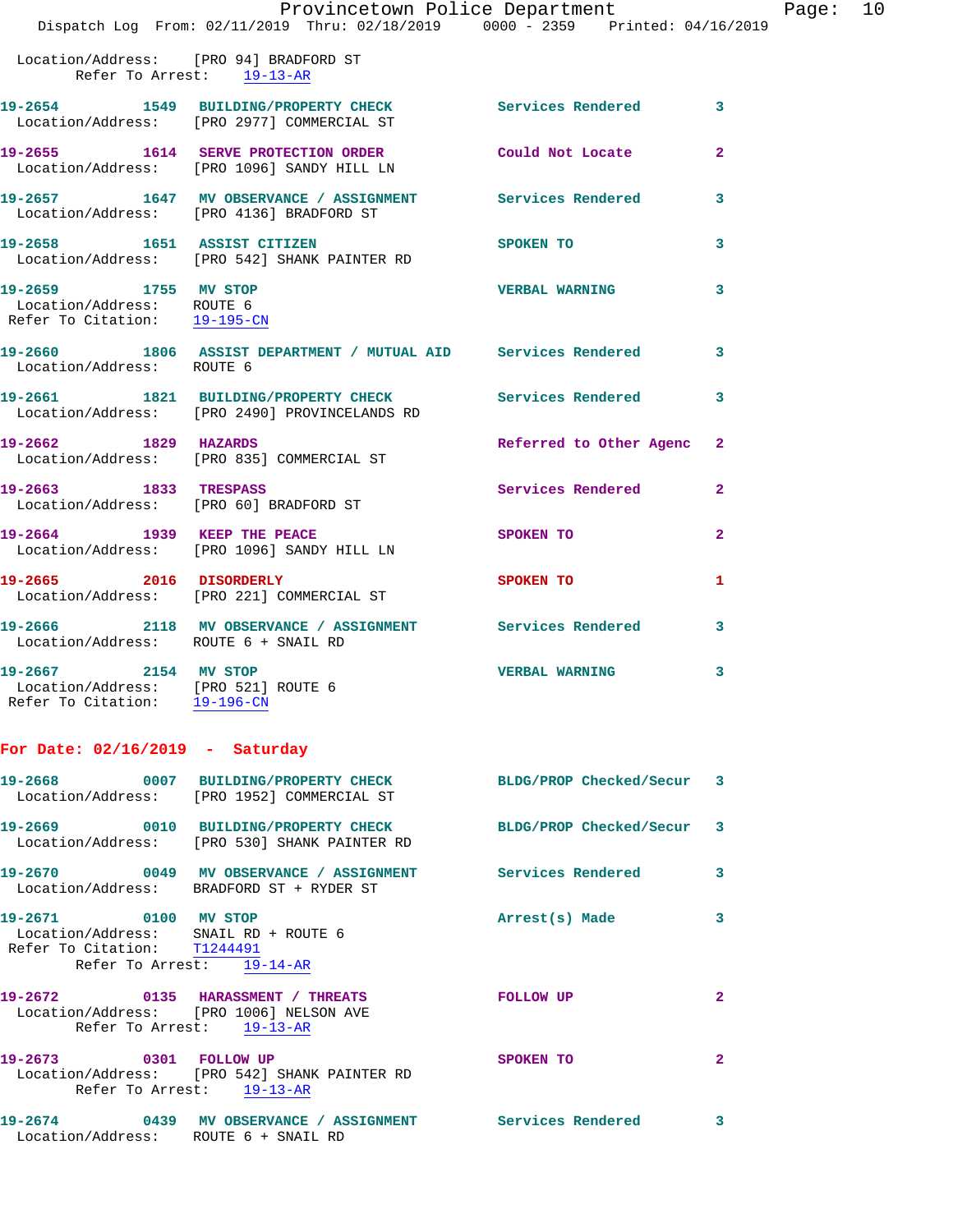Location/Address: [PRO 94] BRADFORD ST
Refer To Arrest: 19-13-AR

**19-2654 1549 BUILDING/PROPERTY CHECK** Services Rendered 3
Location/Address: [PRO 2977] COMMERCIAL ST

**19-2655 1614 SERVE PROTECTION ORDER** Could Not Locate 2
Location/Address: [PRO 1096] SANDY HILL LN

**19-2657 1647 MV OBSERVATION / ASSIGNMENT** Services Rendered 3
Location/Address: [PRO 4136] BRADFORD ST

**19-2658 1651 ASSIST CITIZEN** SPOKEN TO 3
Location/Address: [PRO 542] SHANK PAINTER RD

**19-2659 1755 MV STOP** VERBAL WARNING 3
Location/Address: ROUTE 6
Refer To Citation: 19-195-CN

**19-2660 1806 ASSIST DEPARTMENT / MUTUAL AID** Services Rendered 3
Location/Address: ROUTE 6

**19-2661 1821 BUILDING/PROPERTY CHECK** Services Rendered 3
Location/Address: [PRO 2490] PROVINCELANDS RD

**19-2662 1829 HAZARDS** Referred to Other Agenc 2
Location/Address: [PRO 835] COMMERCIAL ST

**19-2663 1833 TRESPASS** Services Rendered 2
Location/Address: [PRO 60] BRADFORD ST

**19-2664 1939 KEEP THE PEACE** SPOKEN TO 2
Location/Address: [PRO 1096] SANDY HILL LN

**19-2665 2016 DISORDERLY** SPOKEN TO 1
Location/Address: [PRO 221] COMMERCIAL ST

**19-2666 2118 MV OBSERVATION / ASSIGNMENT** Services Rendered 3
Location/Address: ROUTE 6 + SNAIL RD

**19-2667 2154 MV STOP** VERBAL WARNING 3
Location/Address: [PRO 521] ROUTE 6
Refer To Citation: 19-196-CN

## For Date: 02/16/2019 - Saturday

**19-2668 0007 BUILDING/PROPERTY CHECK** BLDG/PROP Checked/Secur 3
Location/Address: [PRO 1952] COMMERCIAL ST

**19-2669 0010 BUILDING/PROPERTY CHECK** BLDG/PROP Checked/Secur 3
Location/Address: [PRO 530] SHANK PAINTER RD

**19-2670 0049 MV OBSERVATION / ASSIGNMENT** Services Rendered 3
Location/Address: BRADFORD ST + RYDER ST

**19-2671 0100 MV STOP** Arrest(s) Made 3
Location/Address: SNAIL RD + ROUTE 6
Refer To Citation: T1244491
Refer To Arrest: 19-14-AR

**19-2672 0135 HARASSMENT / THREATS** FOLLOW UP 2
Location/Address: [PRO 1006] NELSON AVE
Refer To Arrest: 19-13-AR

**19-2673 0301 FOLLOW UP** SPOKEN TO 2
Location/Address: [PRO 542] SHANK PAINTER RD
Refer To Arrest: 19-13-AR

**19-2674 0439 MV OBSERVATION / ASSIGNMENT** Services Rendered 3
Location/Address: ROUTE 6 + SNAIL RD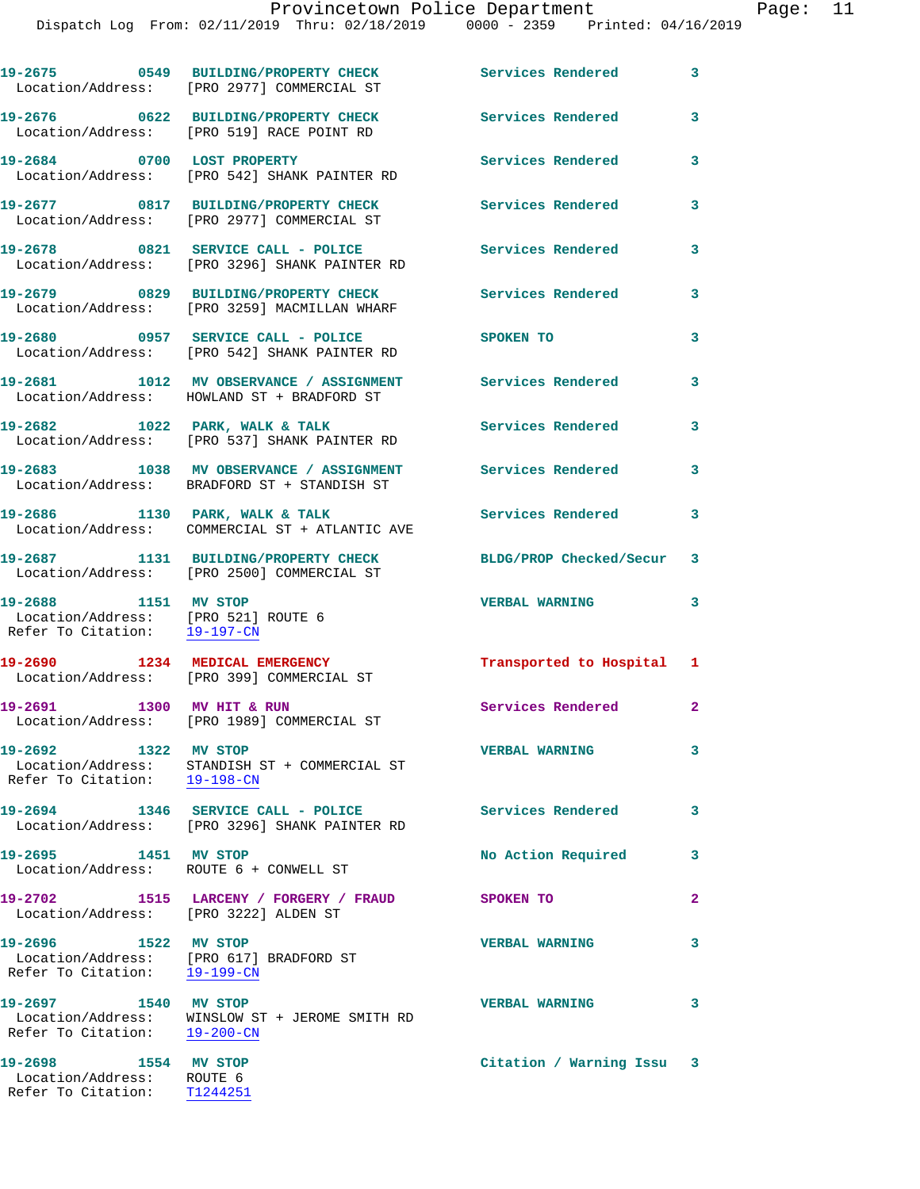19-2675 0549 BUILDING/PROPERTY CHECK Services Rendered 3
Location/Address: [PRO 2977] COMMERCIAL ST

19-2676 0622 BUILDING/PROPERTY CHECK Services Rendered 3
Location/Address: [PRO 519] RACE POINT RD

19-2684 0700 LOST PROPERTY Services Rendered 3
Location/Address: [PRO 542] SHANK PAINTER RD

19-2677 0817 BUILDING/PROPERTY CHECK Services Rendered 3
Location/Address: [PRO 2977] COMMERCIAL ST

19-2678 0821 SERVICE CALL - POLICE Services Rendered 3
Location/Address: [PRO 3296] SHANK PAINTER RD

19-2679 0829 BUILDING/PROPERTY CHECK Services Rendered 3
Location/Address: [PRO 3259] MACMILLAN WHARF

19-2680 0957 SERVICE CALL - POLICE SPOKEN TO 3
Location/Address: [PRO 542] SHANK PAINTER RD

19-2681 1012 MV OBSERVANCE / ASSIGNMENT Services Rendered 3
Location/Address: HOWLAND ST + BRADFORD ST

19-2682 1022 PARK, WALK & TALK Services Rendered 3
Location/Address: [PRO 537] SHANK PAINTER RD

19-2683 1038 MV OBSERVANCE / ASSIGNMENT Services Rendered 3
Location/Address: BRADFORD ST + STANDISH ST

19-2686 1130 PARK, WALK & TALK Services Rendered 3
Location/Address: COMMERCIAL ST + ATLANTIC AVE

19-2687 1131 BUILDING/PROPERTY CHECK BLDG/PROP Checked/Secur 3
Location/Address: [PRO 2500] COMMERCIAL ST

19-2688 1151 MV STOP VERBAL WARNING 3
Location/Address: [PRO 521] ROUTE 6
Refer To Citation: 19-197-CN

19-2690 1234 MEDICAL EMERGENCY Transported to Hospital 1
Location/Address: [PRO 399] COMMERCIAL ST

19-2691 1300 MV HIT & RUN Services Rendered 2
Location/Address: [PRO 1989] COMMERCIAL ST

19-2692 1322 MV STOP VERBAL WARNING 3
Location/Address: STANDISH ST + COMMERCIAL ST
Refer To Citation: 19-198-CN

19-2694 1346 SERVICE CALL - POLICE Services Rendered 3
Location/Address: [PRO 3296] SHANK PAINTER RD

19-2695 1451 MV STOP No Action Required 3
Location/Address: ROUTE 6 + CONWELL ST

19-2702 1515 LARCENY / FORGERY / FRAUD SPOKEN TO 2
Location/Address: [PRO 3222] ALDEN ST

19-2696 1522 MV STOP VERBAL WARNING 3
Location/Address: [PRO 617] BRADFORD ST
Refer To Citation: 19-199-CN

19-2697 1540 MV STOP VERBAL WARNING 3
Location/Address: WINSLOW ST + JEROME SMITH RD
Refer To Citation: 19-200-CN

19-2698 1554 MV STOP Citation / Warning Issu 3
Location/Address: ROUTE 6
Refer To Citation: T1244251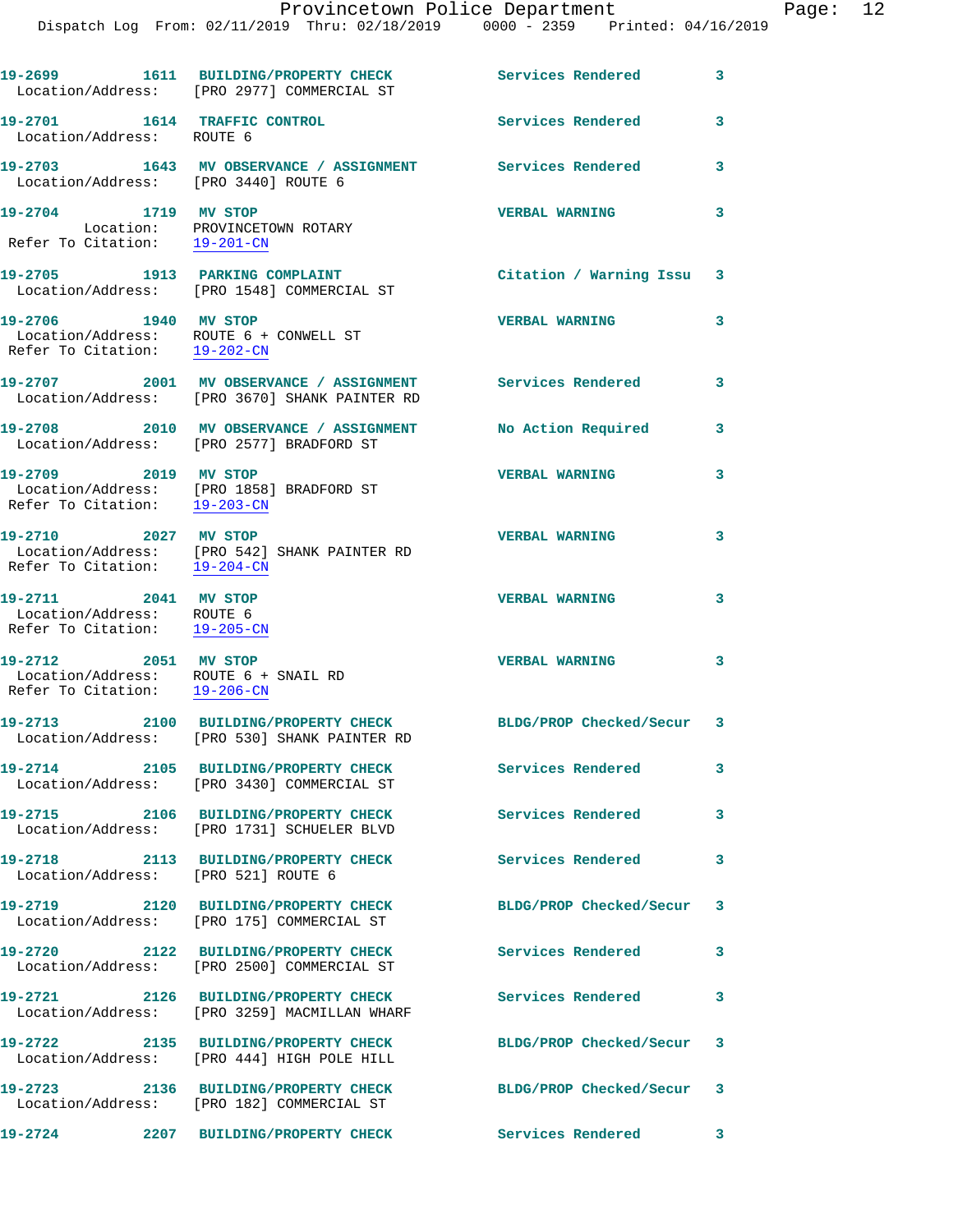19-2699 1611 **BUILDING/PROPERTY CHECK** Services Rendered 3
Location/Address: [PRO 2977] COMMERCIAL ST

19-2701 1614 **TRAFFIC CONTROL** Services Rendered 3
Location/Address: ROUTE 6

19-2703 1643 **MV OBSERVANCE / ASSIGNMENT** Services Rendered 3
Location/Address: [PRO 3440] ROUTE 6

19-2704 1719 **MV STOP** VERBAL WARNING 3
Location: PROVINCETOWN ROTARY
Refer To Citation: 19-201-CN

19-2705 1913 **PARKING COMPLAINT** Citation / Warning Issu 3
Location/Address: [PRO 1548] COMMERCIAL ST

19-2706 1940 **MV STOP** VERBAL WARNING 3
Location/Address: ROUTE 6 + CONWELL ST
Refer To Citation: 19-202-CN

19-2707 2001 **MV OBSERVANCE / ASSIGNMENT** Services Rendered 3
Location/Address: [PRO 3670] SHANK PAINTER RD

19-2708 2010 **MV OBSERVANCE / ASSIGNMENT** No Action Required 3
Location/Address: [PRO 2577] BRADFORD ST

19-2709 2019 **MV STOP** VERBAL WARNING 3
Location/Address: [PRO 1858] BRADFORD ST
Refer To Citation: 19-203-CN

19-2710 2027 **MV STOP** VERBAL WARNING 3
Location/Address: [PRO 542] SHANK PAINTER RD
Refer To Citation: 19-204-CN

19-2711 2041 **MV STOP** VERBAL WARNING 3
Location/Address: ROUTE 6
Refer To Citation: 19-205-CN

19-2712 2051 **MV STOP** VERBAL WARNING 3
Location/Address: ROUTE 6 + SNAIL RD
Refer To Citation: 19-206-CN

19-2713 2100 **BUILDING/PROPERTY CHECK** BLDG/PROP Checked/Secur 3
Location/Address: [PRO 530] SHANK PAINTER RD

19-2714 2105 **BUILDING/PROPERTY CHECK** Services Rendered 3
Location/Address: [PRO 3430] COMMERCIAL ST

19-2715 2106 **BUILDING/PROPERTY CHECK** Services Rendered 3
Location/Address: [PRO 1731] SCHUELER BLVD

19-2718 2113 **BUILDING/PROPERTY CHECK** Services Rendered 3
Location/Address: [PRO 521] ROUTE 6

19-2719 2120 **BUILDING/PROPERTY CHECK** BLDG/PROP Checked/Secur 3
Location/Address: [PRO 175] COMMERCIAL ST

19-2720 2122 **BUILDING/PROPERTY CHECK** Services Rendered 3
Location/Address: [PRO 2500] COMMERCIAL ST

19-2721 2126 **BUILDING/PROPERTY CHECK** Services Rendered 3
Location/Address: [PRO 3259] MACMILLAN WHARF

19-2722 2135 **BUILDING/PROPERTY CHECK** BLDG/PROP Checked/Secur 3
Location/Address: [PRO 444] HIGH POLE HILL

19-2723 2136 **BUILDING/PROPERTY CHECK** BLDG/PROP Checked/Secur 3
Location/Address: [PRO 182] COMMERCIAL ST

19-2724 2207 **BUILDING/PROPERTY CHECK** Services Rendered 3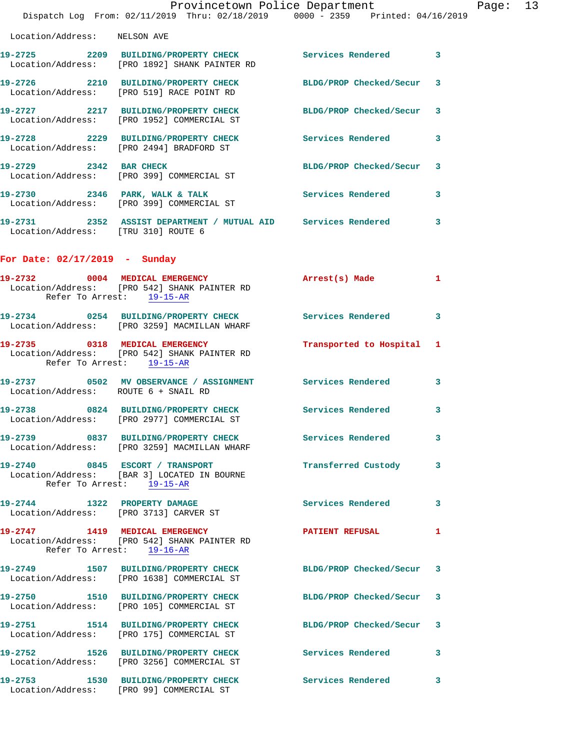Location/Address: NELSON AVE

| Call # | Time | Call Reason | Action | Priority |
|---|---|---|---|---|
| 19-2725 | 2209 | BUILDING/PROPERTY CHECK | Services Rendered | 3 |
| | | Location/Address: [PRO 1892] SHANK PAINTER RD | | |
| 19-2726 | 2210 | BUILDING/PROPERTY CHECK | BLDG/PROP Checked/Secur | 3 |
| | | Location/Address: [PRO 519] RACE POINT RD | | |
| 19-2727 | 2217 | BUILDING/PROPERTY CHECK | BLDG/PROP Checked/Secur | 3 |
| | | Location/Address: [PRO 1952] COMMERCIAL ST | | |
| 19-2728 | 2229 | BUILDING/PROPERTY CHECK | Services Rendered | 3 |
| | | Location/Address: [PRO 2494] BRADFORD ST | | |
| 19-2729 | 2342 | BAR CHECK | BLDG/PROP Checked/Secur | 3 |
| | | Location/Address: [PRO 399] COMMERCIAL ST | | |
| 19-2730 | 2346 | PARK, WALK & TALK | Services Rendered | 3 |
| | | Location/Address: [PRO 399] COMMERCIAL ST | | |
| 19-2731 | 2352 | ASSIST DEPARTMENT / MUTUAL AID | Services Rendered | 3 |
| | | Location/Address: [TRU 310] ROUTE 6 | | |

## For Date: 02/17/2019 - Sunday

| Call # | Time | Call Reason | Action | Priority |
|---|---|---|---|---|
| 19-2732 | 0004 | MEDICAL EMERGENCY | Arrest(s) Made | 1 |
| | | Location/Address: [PRO 542] SHANK PAINTER RD; Refer To Arrest: 19-15-AR | | |
| 19-2734 | 0254 | BUILDING/PROPERTY CHECK | Services Rendered | 3 |
| | | Location/Address: [PRO 3259] MACMILLAN WHARF | | |
| 19-2735 | 0318 | MEDICAL EMERGENCY | Transported to Hospital | 1 |
| | | Location/Address: [PRO 542] SHANK PAINTER RD; Refer To Arrest: 19-15-AR | | |
| 19-2737 | 0502 | MV OBSERVANCE / ASSIGNMENT | Services Rendered | 3 |
| | | Location/Address: ROUTE 6 + SNAIL RD | | |
| 19-2738 | 0824 | BUILDING/PROPERTY CHECK | Services Rendered | 3 |
| | | Location/Address: [PRO 2977] COMMERCIAL ST | | |
| 19-2739 | 0837 | BUILDING/PROPERTY CHECK | Services Rendered | 3 |
| | | Location/Address: [PRO 3259] MACMILLAN WHARF | | |
| 19-2740 | 0845 | ESCORT / TRANSPORT | Transferred Custody | 3 |
| | | Location/Address: [BAR 3] LOCATED IN BOURNE; Refer To Arrest: 19-15-AR | | |
| 19-2744 | 1322 | PROPERTY DAMAGE | Services Rendered | 3 |
| | | Location/Address: [PRO 3713] CARVER ST | | |
| 19-2747 | 1419 | MEDICAL EMERGENCY | PATIENT REFUSAL | 1 |
| | | Location/Address: [PRO 542] SHANK PAINTER RD; Refer To Arrest: 19-16-AR | | |
| 19-2749 | 1507 | BUILDING/PROPERTY CHECK | BLDG/PROP Checked/Secur | 3 |
| | | Location/Address: [PRO 1638] COMMERCIAL ST | | |
| 19-2750 | 1510 | BUILDING/PROPERTY CHECK | BLDG/PROP Checked/Secur | 3 |
| | | Location/Address: [PRO 105] COMMERCIAL ST | | |
| 19-2751 | 1514 | BUILDING/PROPERTY CHECK | BLDG/PROP Checked/Secur | 3 |
| | | Location/Address: [PRO 175] COMMERCIAL ST | | |
| 19-2752 | 1526 | BUILDING/PROPERTY CHECK | Services Rendered | 3 |
| | | Location/Address: [PRO 3256] COMMERCIAL ST | | |
| 19-2753 | 1530 | BUILDING/PROPERTY CHECK | Services Rendered | 3 |
| | | Location/Address: [PRO 99] COMMERCIAL ST | | |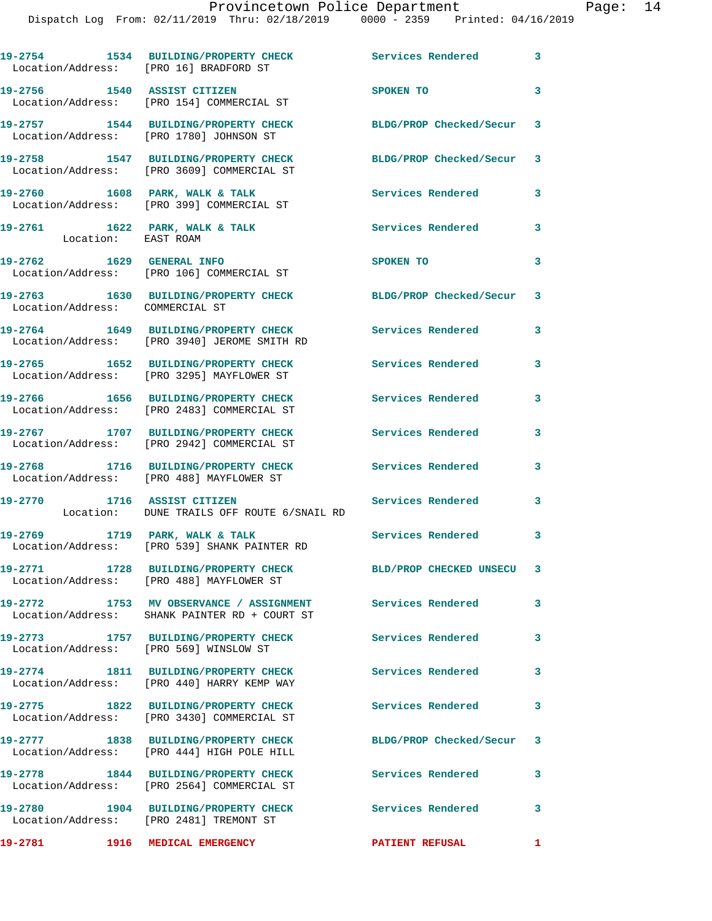| Call # | Time | Call Type | Disposition | Priority |
|---|---|---|---|---|
| 19-2754 | 1534 | BUILDING/PROPERTY CHECK | Services Rendered | 3 |
| Location/Address: [PRO 16] BRADFORD ST | | | | |
| 19-2756 | 1540 | ASSIST CITIZEN | SPOKEN TO | 3 |
| Location/Address: [PRO 154] COMMERCIAL ST | | | | |
| 19-2757 | 1544 | BUILDING/PROPERTY CHECK | BLDG/PROP Checked/Secur | 3 |
| Location/Address: [PRO 1780] JOHNSON ST | | | | |
| 19-2758 | 1547 | BUILDING/PROPERTY CHECK | BLDG/PROP Checked/Secur | 3 |
| Location/Address: [PRO 3609] COMMERCIAL ST | | | | |
| 19-2760 | 1608 | PARK, WALK & TALK | Services Rendered | 3 |
| Location/Address: [PRO 399] COMMERCIAL ST | | | | |
| 19-2761 | 1622 | PARK, WALK & TALK | Services Rendered | 3 |
| Location: EAST ROAM | | | | |
| 19-2762 | 1629 | GENERAL INFO | SPOKEN TO | 3 |
| Location/Address: [PRO 106] COMMERCIAL ST | | | | |
| 19-2763 | 1630 | BUILDING/PROPERTY CHECK | BLDG/PROP Checked/Secur | 3 |
| Location/Address: COMMERCIAL ST | | | | |
| 19-2764 | 1649 | BUILDING/PROPERTY CHECK | Services Rendered | 3 |
| Location/Address: [PRO 3940] JEROME SMITH RD | | | | |
| 19-2765 | 1652 | BUILDING/PROPERTY CHECK | Services Rendered | 3 |
| Location/Address: [PRO 3295] MAYFLOWER ST | | | | |
| 19-2766 | 1656 | BUILDING/PROPERTY CHECK | Services Rendered | 3 |
| Location/Address: [PRO 2483] COMMERCIAL ST | | | | |
| 19-2767 | 1707 | BUILDING/PROPERTY CHECK | Services Rendered | 3 |
| Location/Address: [PRO 2942] COMMERCIAL ST | | | | |
| 19-2768 | 1716 | BUILDING/PROPERTY CHECK | Services Rendered | 3 |
| Location/Address: [PRO 488] MAYFLOWER ST | | | | |
| 19-2770 | 1716 | ASSIST CITIZEN | Services Rendered | 3 |
| Location: DUNE TRAILS OFF ROUTE 6/SNAIL RD | | | | |
| 19-2769 | 1719 | PARK, WALK & TALK | Services Rendered | 3 |
| Location/Address: [PRO 539] SHANK PAINTER RD | | | | |
| 19-2771 | 1728 | BUILDING/PROPERTY CHECK | BLD/PROP CHECKED UNSECU | 3 |
| Location/Address: [PRO 488] MAYFLOWER ST | | | | |
| 19-2772 | 1753 | MV OBSERVANCE / ASSIGNMENT | Services Rendered | 3 |
| Location/Address: SHANK PAINTER RD + COURT ST | | | | |
| 19-2773 | 1757 | BUILDING/PROPERTY CHECK | Services Rendered | 3 |
| Location/Address: [PRO 569] WINSLOW ST | | | | |
| 19-2774 | 1811 | BUILDING/PROPERTY CHECK | Services Rendered | 3 |
| Location/Address: [PRO 440] HARRY KEMP WAY | | | | |
| 19-2775 | 1822 | BUILDING/PROPERTY CHECK | Services Rendered | 3 |
| Location/Address: [PRO 3430] COMMERCIAL ST | | | | |
| 19-2777 | 1838 | BUILDING/PROPERTY CHECK | BLDG/PROP Checked/Secur | 3 |
| Location/Address: [PRO 444] HIGH POLE HILL | | | | |
| 19-2778 | 1844 | BUILDING/PROPERTY CHECK | Services Rendered | 3 |
| Location/Address: [PRO 2564] COMMERCIAL ST | | | | |
| 19-2780 | 1904 | BUILDING/PROPERTY CHECK | Services Rendered | 3 |
| Location/Address: [PRO 2481] TREMONT ST | | | | |
| 19-2781 | 1916 | MEDICAL EMERGENCY | PATIENT REFUSAL | 1 |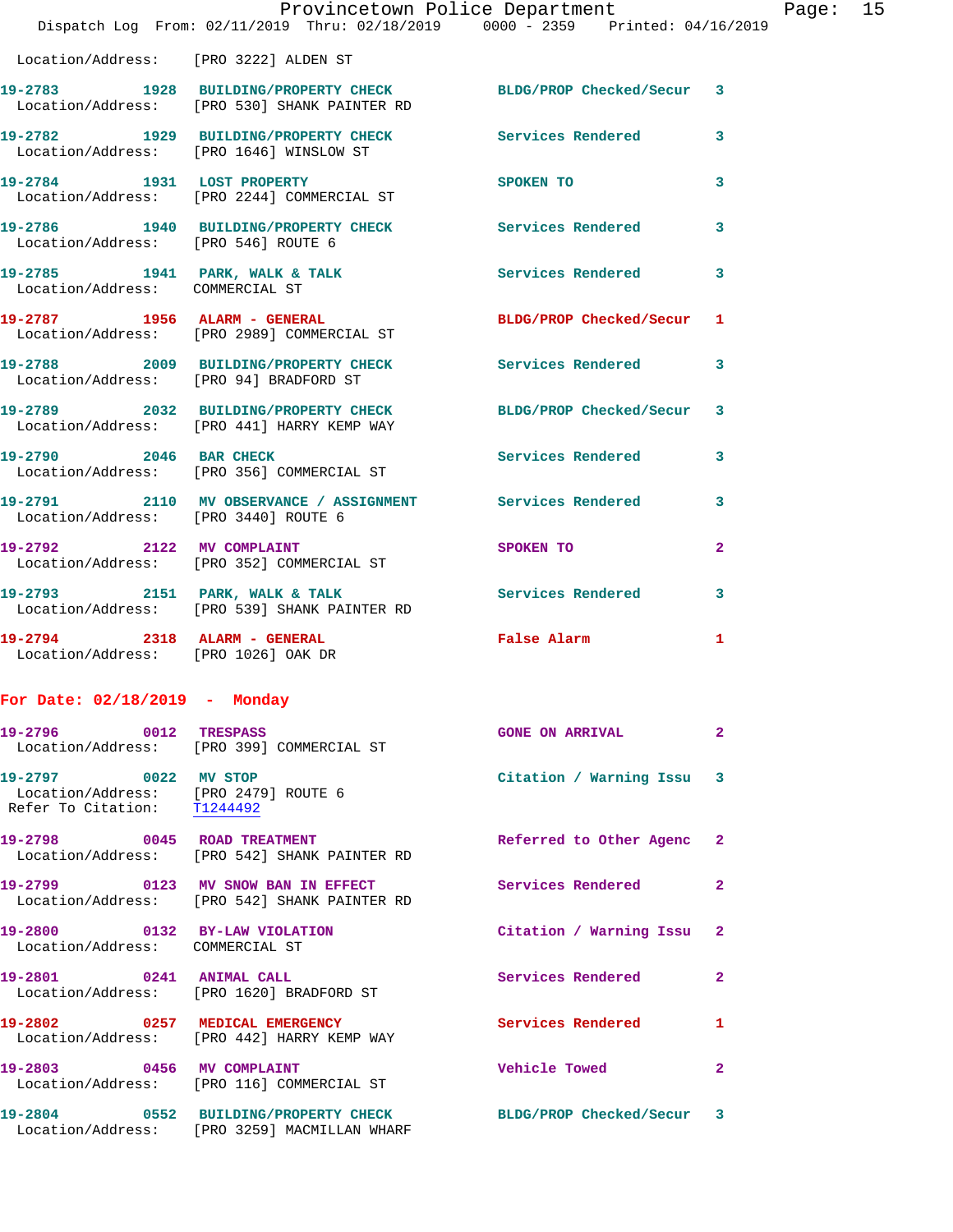Location/Address: [PRO 3222] ALDEN ST

19-2783 1928 BUILDING/PROPERTY CHECK BLDG/PROP Checked/Secur 3
Location/Address: [PRO 530] SHANK PAINTER RD

19-2782 1929 BUILDING/PROPERTY CHECK Services Rendered 3
Location/Address: [PRO 1646] WINSLOW ST

19-2784 1931 LOST PROPERTY SPOKEN TO 3
Location/Address: [PRO 2244] COMMERCIAL ST

19-2786 1940 BUILDING/PROPERTY CHECK Services Rendered 3
Location/Address: [PRO 546] ROUTE 6

19-2785 1941 PARK, WALK & TALK Services Rendered 3
Location/Address: COMMERCIAL ST

19-2787 1956 ALARM - GENERAL BLDG/PROP Checked/Secur 1
Location/Address: [PRO 2989] COMMERCIAL ST

19-2788 2009 BUILDING/PROPERTY CHECK Services Rendered 3
Location/Address: [PRO 94] BRADFORD ST

19-2789 2032 BUILDING/PROPERTY CHECK BLDG/PROP Checked/Secur 3
Location/Address: [PRO 441] HARRY KEMP WAY

19-2790 2046 BAR CHECK Services Rendered 3
Location/Address: [PRO 356] COMMERCIAL ST

19-2791 2110 MV OBSERVANCE / ASSIGNMENT Services Rendered 3
Location/Address: [PRO 3440] ROUTE 6

19-2792 2122 MV COMPLAINT SPOKEN TO 2
Location/Address: [PRO 352] COMMERCIAL ST

19-2793 2151 PARK, WALK & TALK Services Rendered 3
Location/Address: [PRO 539] SHANK PAINTER RD

19-2794 2318 ALARM - GENERAL False Alarm 1
Location/Address: [PRO 1026] OAK DR

**For Date: 02/18/2019 - Monday**

19-2796 0012 TRESPASS GONE ON ARRIVAL 2
Location/Address: [PRO 399] COMMERCIAL ST

19-2797 0022 MV STOP Citation / Warning Issu 3
Location/Address: [PRO 2479] ROUTE 6
Refer To Citation: T1244492

19-2798 0045 ROAD TREATMENT Referred to Other Agenc 2
Location/Address: [PRO 542] SHANK PAINTER RD

19-2799 0123 MV SNOW BAN IN EFFECT Services Rendered 2
Location/Address: [PRO 542] SHANK PAINTER RD

19-2800 0132 BY-LAW VIOLATION Citation / Warning Issu 2
Location/Address: COMMERCIAL ST

19-2801 0241 ANIMAL CALL Services Rendered 2
Location/Address: [PRO 1620] BRADFORD ST

19-2802 0257 MEDICAL EMERGENCY Services Rendered 1
Location/Address: [PRO 442] HARRY KEMP WAY

19-2803 0456 MV COMPLAINT Vehicle Towed 2
Location/Address: [PRO 116] COMMERCIAL ST

19-2804 0552 BUILDING/PROPERTY CHECK BLDG/PROP Checked/Secur 3
Location/Address: [PRO 3259] MACMILLAN WHARF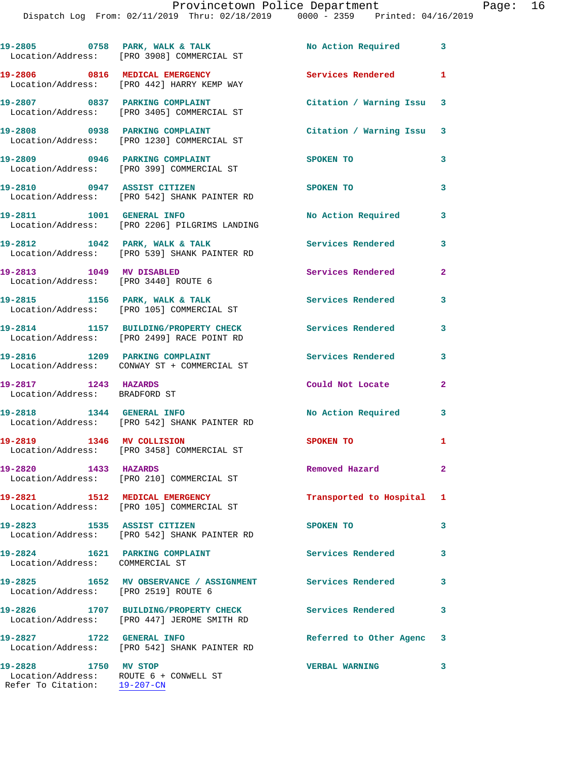19-2805 0758 PARK, WALK & TALK No Action Required 3
Location/Address: [PRO 3908] COMMERCIAL ST

19-2806 0816 MEDICAL EMERGENCY Services Rendered 1
Location/Address: [PRO 442] HARRY KEMP WAY

19-2807 0837 PARKING COMPLAINT Citation / Warning Issu 3
Location/Address: [PRO 3405] COMMERCIAL ST

19-2808 0938 PARKING COMPLAINT Citation / Warning Issu 3
Location/Address: [PRO 1230] COMMERCIAL ST

19-2809 0946 PARKING COMPLAINT SPOKEN TO 3
Location/Address: [PRO 399] COMMERCIAL ST

19-2810 0947 ASSIST CITIZEN SPOKEN TO 3
Location/Address: [PRO 542] SHANK PAINTER RD

19-2811 1001 GENERAL INFO No Action Required 3
Location/Address: [PRO 2206] PILGRIMS LANDING

19-2812 1042 PARK, WALK & TALK Services Rendered 3
Location/Address: [PRO 539] SHANK PAINTER RD

19-2813 1049 MV DISABLED Services Rendered 2
Location/Address: [PRO 3440] ROUTE 6

19-2815 1156 PARK, WALK & TALK Services Rendered 3
Location/Address: [PRO 105] COMMERCIAL ST

19-2814 1157 BUILDING/PROPERTY CHECK Services Rendered 3
Location/Address: [PRO 2499] RACE POINT RD

19-2816 1209 PARKING COMPLAINT Services Rendered 3
Location/Address: CONWAY ST + COMMERCIAL ST

19-2817 1243 HAZARDS Could Not Locate 2
Location/Address: BRADFORD ST

19-2818 1344 GENERAL INFO No Action Required 3
Location/Address: [PRO 542] SHANK PAINTER RD

19-2819 1346 MV COLLISION SPOKEN TO 1
Location/Address: [PRO 3458] COMMERCIAL ST

19-2820 1433 HAZARDS Removed Hazard 2
Location/Address: [PRO 210] COMMERCIAL ST

19-2821 1512 MEDICAL EMERGENCY Transported to Hospital 1
Location/Address: [PRO 105] COMMERCIAL ST

19-2823 1535 ASSIST CITIZEN SPOKEN TO 3
Location/Address: [PRO 542] SHANK PAINTER RD

19-2824 1621 PARKING COMPLAINT Services Rendered 3
Location/Address: COMMERCIAL ST

19-2825 1652 MV OBSERVANCE / ASSIGNMENT Services Rendered 3
Location/Address: [PRO 2519] ROUTE 6

19-2826 1707 BUILDING/PROPERTY CHECK Services Rendered 3
Location/Address: [PRO 447] JEROME SMITH RD

19-2827 1722 GENERAL INFO Referred to Other Agenc 3
Location/Address: [PRO 542] SHANK PAINTER RD

19-2828 1750 MV STOP VERBAL WARNING 3
Location/Address: ROUTE 6 + CONWELL ST
Refer To Citation: 19-207-CN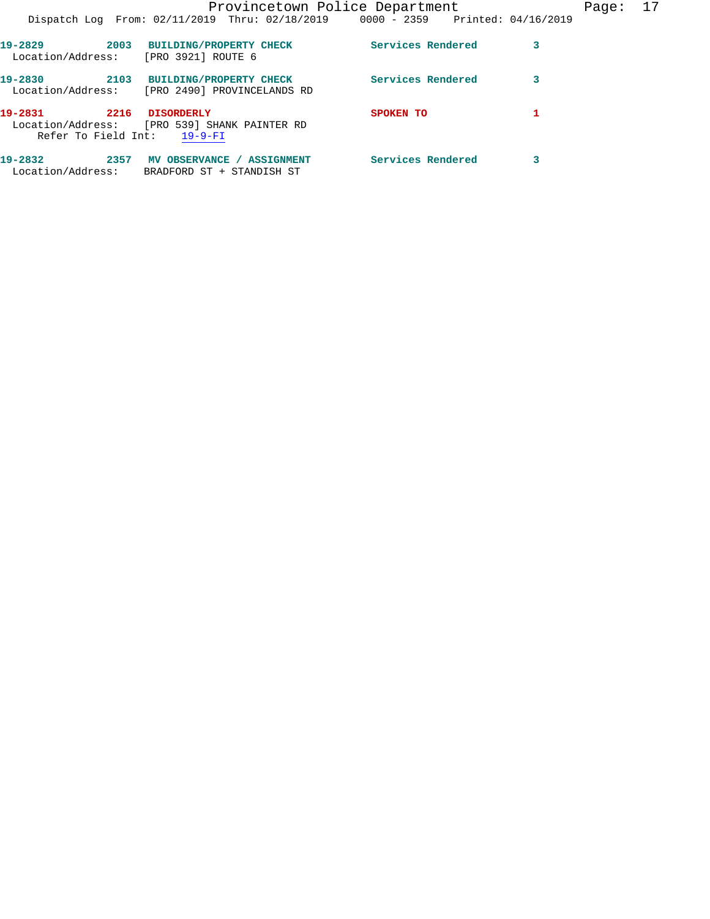19-2829 2003 BUILDING/PROPERTY CHECK Services Rendered 3
Location/Address: [PRO 3921] ROUTE 6

19-2830 2103 BUILDING/PROPERTY CHECK Services Rendered 3
Location/Address: [PRO 2490] PROVINCELANDS RD

19-2831 2216 DISORDERLY SPOKEN TO 1
Location/Address: [PRO 539] SHANK PAINTER RD
Refer To Field Int: 19-9-FI

19-2832 2357 MV OBSERVANCE / ASSIGNMENT Services Rendered 3
Location/Address: BRADFORD ST + STANDISH ST